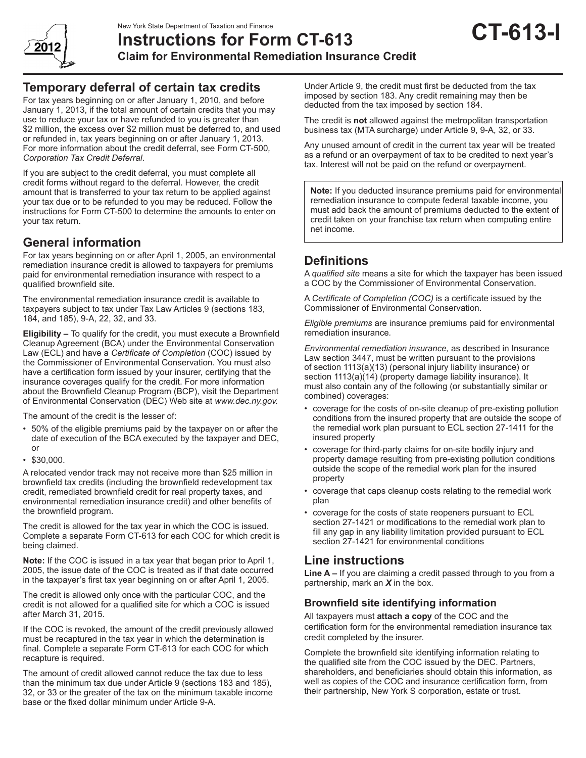New York State Department of Taxation and Finance

# Instructions for Form CT-613

## Claim for Environmental Remediation Insurance Credit

**CT-613-I**

2012

## Temporary deferral of certain tax credits

For tax years beginning on or after January 1, 2010, and before January 1, 2013, if the total amount of certain credits that you may use to reduce your tax or have refunded to you is greater than $2 million, the excess over $2 million must be deferred to, and used or refunded in, tax years beginning on or after January 1, 2013. For more information about the credit deferral, see Form CT-500*, Corporation Tax Credit Deferral*.

If you are subject to the credit deferral, you must complete all credit forms without regard to the deferral. However, the credit amount that is transferred to your tax return to be applied against your tax due or to be refunded to you may be reduced. Follow the instructions for Form CT-500 to determine the amounts to enter on your tax return.

## General information

For tax years beginning on or after April 1, 2005, an environmental remediation insurance credit is allowed to taxpayers for premiums paid for environmental remediation insurance with respect to a qualified brownfield site.

The environmental remediation insurance credit is available to taxpayers subject to tax under Tax Law Articles 9 (sections 183, 184, and 185), 9-A, 22, 32, and 33.

**Eligibility –** To qualify for the credit, you must execute a Brownfield Cleanup Agreement (BCA) under the Environmental Conservation Law (ECL) and have a *Certificate of Completion* (COC) issued by the Commissioner of Environmental Conservation. You must also have a certification form issued by your insurer, certifying that the insurance coverages qualify for the credit. For more information about the Brownfield Cleanup Program (BCP), visit the Department of Environmental Conservation (DEC) Web site at *www.dec.ny.gov.*

The amount of the credit is the lesser of:

- 50% of the eligible premiums paid by the taxpayer on or after the date of execution of the BCA executed by the taxpayer and DEC, or
- $30,000.

A relocated vendor track may not receive more than $25 million in brownfield tax credits (including the brownfield redevelopment tax credit, remediated brownfield credit for real property taxes, and environmental remediation insurance credit) and other benefits of the brownfield program.

The credit is allowed for the tax year in which the COC is issued. Complete a separate Form CT-613 for each COC for which credit is being claimed.

**Note:** If the COC is issued in a tax year that began prior to April 1, 2005, the issue date of the COC is treated as if that date occurred in the taxpayer's first tax year beginning on or after April 1, 2005.

The credit is allowed only once with the particular COC, and the credit is not allowed for a qualified site for which a COC is issued after March 31, 2015.

If the COC is revoked, the amount of the credit previously allowed must be recaptured in the tax year in which the determination is final. Complete a separate Form CT-613 for each COC for which recapture is required.

The amount of credit allowed cannot reduce the tax due to less than the minimum tax due under Article 9 (sections 183 and 185), 32, or 33 or the greater of the tax on the minimum taxable income base or the fixed dollar minimum under Article 9-A.

Under Article 9, the credit must first be deducted from the tax imposed by section 183. Any credit remaining may then be deducted from the tax imposed by section 184.

The credit is **not** allowed against the metropolitan transportation business tax (MTA surcharge) under Article 9, 9-A, 32, or 33.

Any unused amount of credit in the current tax year will be treated as a refund or an overpayment of tax to be credited to next year's tax. Interest will not be paid on the refund or overpayment.

**Note:** If you deducted insurance premiums paid for environmental remediation insurance to compute federal taxable income, you must add back the amount of premiums deducted to the extent of credit taken on your franchise tax return when computing entire net income.

## Definitions

A *qualified site* means a site for which the taxpayer has been issued a COC by the Commissioner of Environmental Conservation.

A *Certificate of Completion (COC)* is a certificate issued by the Commissioner of Environmental Conservation.

*Eligible premiums* are insurance premiums paid for environmental remediation insurance.

*Environmental remediation insurance,* as described in Insurance Law section 3447, must be written pursuant to the provisions of section 1113(a)(13) (personal injury liability insurance) or section 1113(a)(14) (property damage liability insurance). It must also contain any of the following (or substantially similar or combined) coverages:

- coverage for the costs of on-site cleanup of pre-existing pollution conditions from the insured property that are outside the scope of the remedial work plan pursuant to ECL section 27-1411 for the insured property
- coverage for third-party claims for on-site bodily injury and property damage resulting from pre-existing pollution conditions outside the scope of the remedial work plan for the insured property
- coverage that caps cleanup costs relating to the remedial work plan
- coverage for the costs of state reopeners pursuant to ECL section 27-1421 or modifications to the remedial work plan to fill any gap in any liability limitation provided pursuant to ECL section 27-1421 for environmental conditions

## Line instructions

**Line A –** If you are claiming a credit passed through to you from a partnership, mark an ***X*** in the box.

### Brownfield site identifying information

All taxpayers must **attach a copy** of the COC and the certification form for the environmental remediation insurance tax credit completed by the insurer.

Complete the brownfield site identifying information relating to the qualified site from the COC issued by the DEC. Partners, shareholders, and beneficiaries should obtain this information, as well as copies of the COC and insurance certification form, from their partnership, New York S corporation, estate or trust.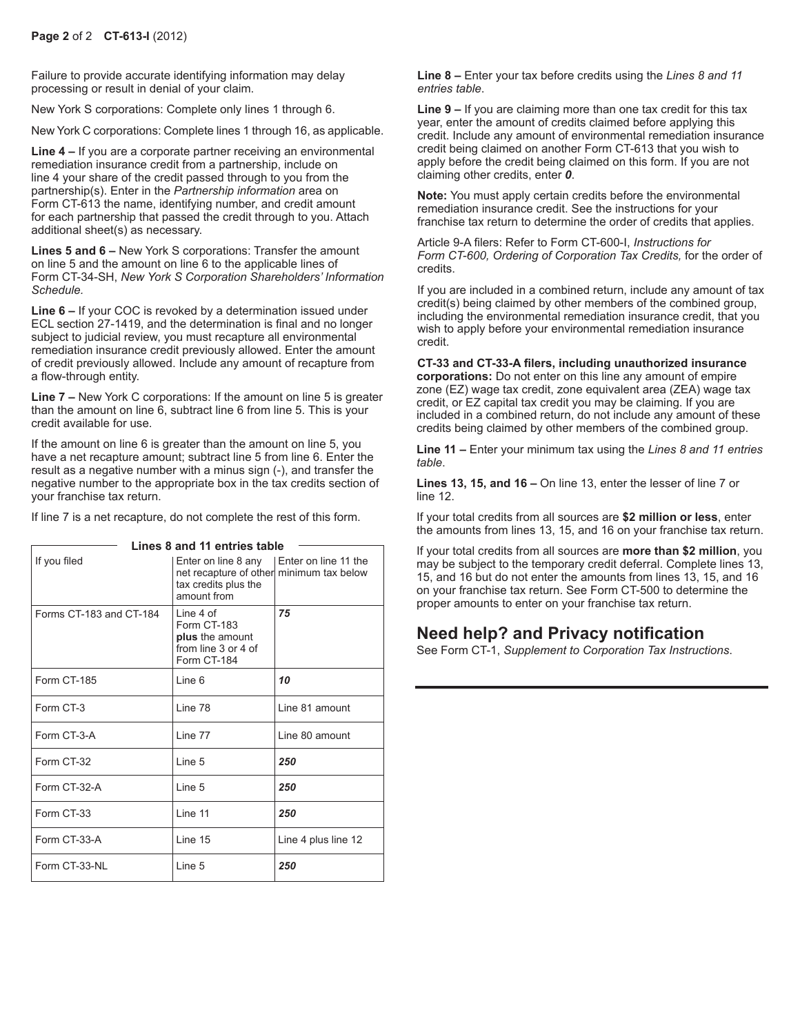Failure to provide accurate identifying information may delay processing or result in denial of your claim.

New York S corporations: Complete only lines 1 through 6.

New York C corporations: Complete lines 1 through 16, as applicable.

**Line 4 –** If you are a corporate partner receiving an environmental remediation insurance credit from a partnership, include on line 4 your share of the credit passed through to you from the partnership(s). Enter in the *Partnership information* area on Form CT-613 the name, identifying number, and credit amount for each partnership that passed the credit through to you. Attach additional sheet(s) as necessary.

**Lines 5 and 6 –** New York S corporations: Transfer the amount on line 5 and the amount on line 6 to the applicable lines of Form CT-34-SH, *New York S Corporation Shareholders' Information Schedule.*

**Line 6 –** If your COC is revoked by a determination issued under ECL section 27-1419, and the determination is final and no longer subject to judicial review, you must recapture all environmental remediation insurance credit previously allowed. Enter the amount of credit previously allowed. Include any amount of recapture from a flow-through entity.

**Line 7 –** New York C corporations: If the amount on line 5 is greater than the amount on line 6, subtract line 6 from line 5. This is your credit available for use.

If the amount on line 6 is greater than the amount on line 5, you have a net recapture amount; subtract line 5 from line 6. Enter the result as a negative number with a minus sign (-), and transfer the negative number to the appropriate box in the tax credits section of your franchise tax return.

If line 7 is a net recapture, do not complete the rest of this form.

**Lines 8 and 11 entries table**

| If you filed | Enter on line 8 any net recapture of other tax credits plus the amount from | Enter on line 11 the minimum tax below |
|---|---|---|
| Forms CT-183 and CT-184 | Line 4 of Form CT-183 **plus** the amount from line 3 or 4 of Form CT-184 | ***75*** |
| Form CT-185 | Line 6 | ***10*** |
| Form CT-3 | Line 78 | Line 81 amount |
| Form CT-3-A | Line 77 | Line 80 amount |
| Form CT-32 | Line 5 | ***250*** |
| Form CT-32-A | Line 5 | ***250*** |
| Form CT-33 | Line 11 | ***250*** |
| Form CT-33-A | Line 15 | Line 4 plus line 12 |
| Form CT-33-NL | Line 5 | ***250*** |

**Line 8 –** Enter your tax before credits using the *Lines 8 and 11 entries table*.

**Line 9 –** If you are claiming more than one tax credit for this tax year, enter the amount of credits claimed before applying this credit. Include any amount of environmental remediation insurance credit being claimed on another Form CT-613 that you wish to apply before the credit being claimed on this form. If you are not claiming other credits, enter ***0***.

**Note:** You must apply certain credits before the environmental remediation insurance credit. See the instructions for your franchise tax return to determine the order of credits that applies.

Article 9-A filers: Refer to Form CT-600-I, *Instructions for Form CT-600, Ordering of Corporation Tax Credits,* for the order of credits.

If you are included in a combined return, include any amount of tax credit(s) being claimed by other members of the combined group, including the environmental remediation insurance credit, that you wish to apply before your environmental remediation insurance credit.

**CT-33 and CT-33-A filers, including unauthorized insurance corporations:** Do not enter on this line any amount of empire zone (EZ) wage tax credit, zone equivalent area (ZEA) wage tax credit, or EZ capital tax credit you may be claiming. If you are included in a combined return, do not include any amount of these credits being claimed by other members of the combined group.

**Line 11 –** Enter your minimum tax using the *Lines 8 and 11 entries table*.

**Lines 13, 15, and 16 –** On line 13, enter the lesser of line 7 or line 12.

If your total credits from all sources are **$2 million or less**, enter the amounts from lines 13, 15, and 16 on your franchise tax return.

If your total credits from all sources are **more than $2 million**, you may be subject to the temporary credit deferral. Complete lines 13, 15, and 16 but do not enter the amounts from lines 13, 15, and 16 on your franchise tax return. See Form CT-500 to determine the proper amounts to enter on your franchise tax return.

## Need help? and Privacy notification

See Form CT-1, *Supplement to Corporation Tax Instructions*.